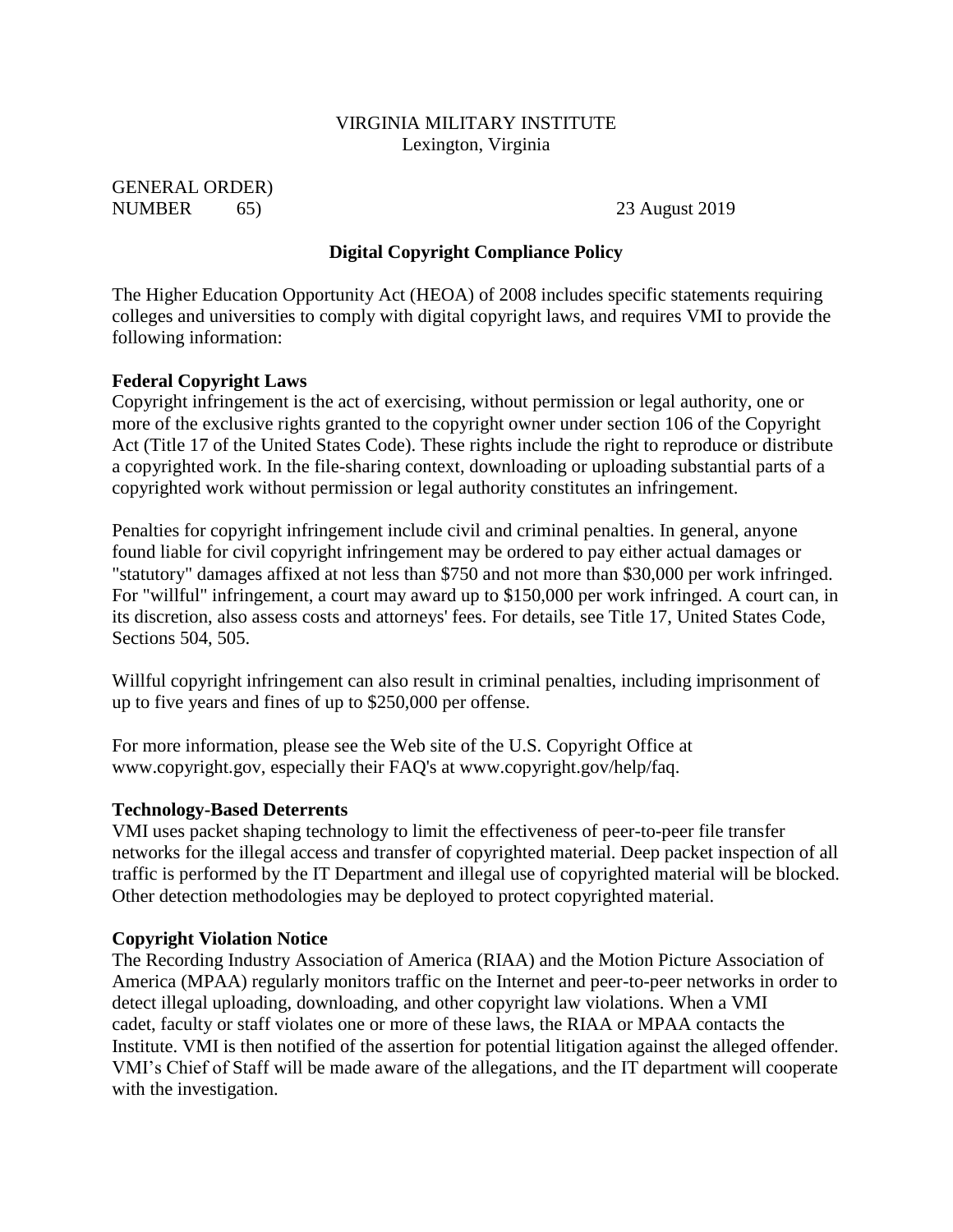VIRGINIA MILITARY INSTITUTE
Lexington, Virginia

GENERAL ORDER)
NUMBER 65) 23 August 2019

## Digital Copyright Compliance Policy

The Higher Education Opportunity Act (HEOA) of 2008 includes specific statements requiring colleges and universities to comply with digital copyright laws, and requires VMI to provide the following information:

**Federal Copyright Laws**
Copyright infringement is the act of exercising, without permission or legal authority, one or more of the exclusive rights granted to the copyright owner under section 106 of the Copyright Act (Title 17 of the United States Code). These rights include the right to reproduce or distribute a copyrighted work. In the file-sharing context, downloading or uploading substantial parts of a copyrighted work without permission or legal authority constitutes an infringement.

Penalties for copyright infringement include civil and criminal penalties. In general, anyone found liable for civil copyright infringement may be ordered to pay either actual damages or "statutory" damages affixed at not less than $750 and not more than $30,000 per work infringed. For "willful" infringement, a court may award up to $150,000 per work infringed. A court can, in its discretion, also assess costs and attorneys' fees. For details, see Title 17, United States Code, Sections 504, 505.

Willful copyright infringement can also result in criminal penalties, including imprisonment of up to five years and fines of up to $250,000 per offense.

For more information, please see the Web site of the U.S. Copyright Office at www.copyright.gov, especially their FAQ's at www.copyright.gov/help/faq.

**Technology-Based Deterrents**
VMI uses packet shaping technology to limit the effectiveness of peer-to-peer file transfer networks for the illegal access and transfer of copyrighted material. Deep packet inspection of all traffic is performed by the IT Department and illegal use of copyrighted material will be blocked. Other detection methodologies may be deployed to protect copyrighted material.

**Copyright Violation Notice**
The Recording Industry Association of America (RIAA) and the Motion Picture Association of America (MPAA) regularly monitors traffic on the Internet and peer-to-peer networks in order to detect illegal uploading, downloading, and other copyright law violations. When a VMI cadet, faculty or staff violates one or more of these laws, the RIAA or MPAA contacts the Institute. VMI is then notified of the assertion for potential litigation against the alleged offender. VMI's Chief of Staff will be made aware of the allegations, and the IT department will cooperate with the investigation.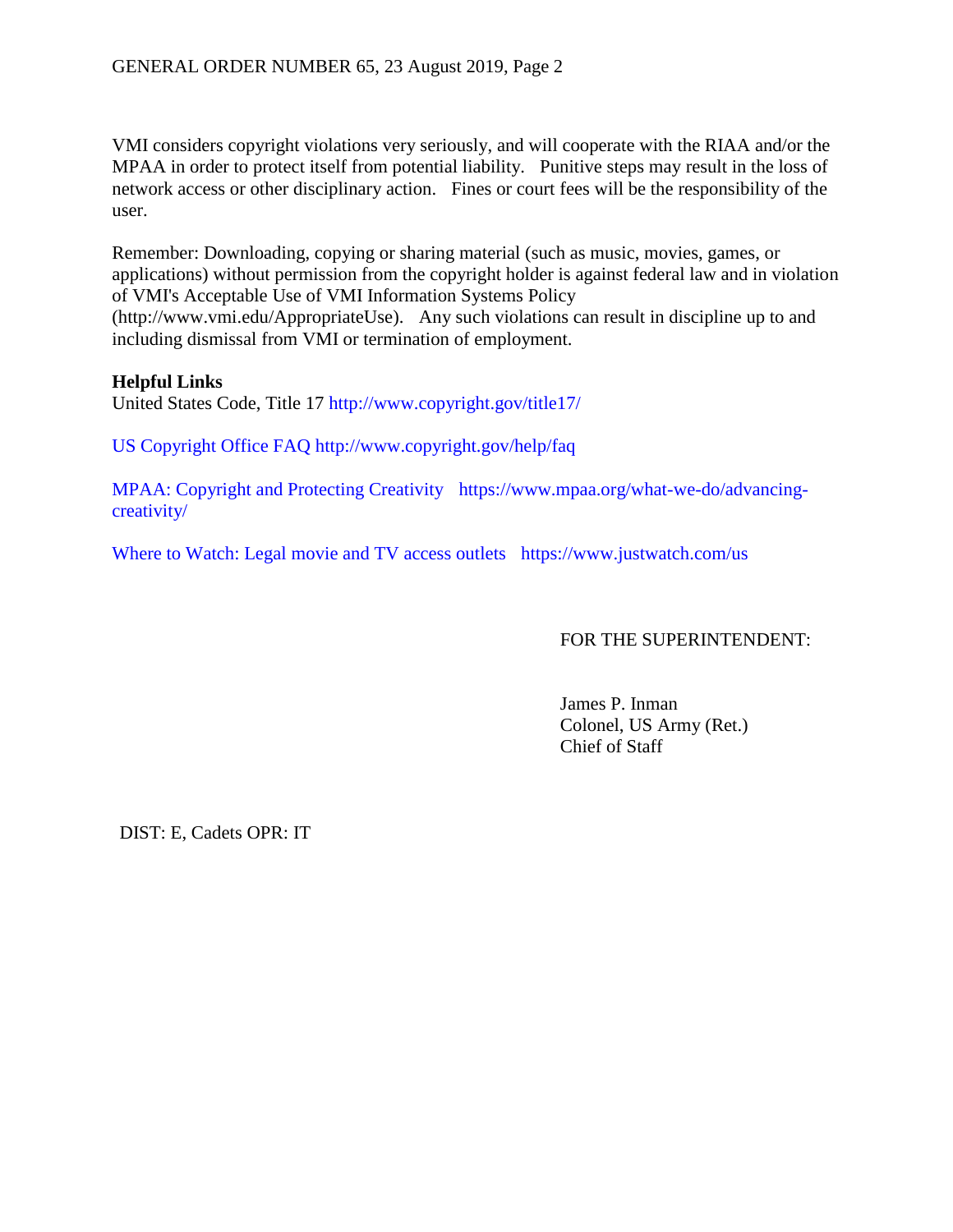VMI considers copyright violations very seriously, and will cooperate with the RIAA and/or the MPAA in order to protect itself from potential liability. Punitive steps may result in the loss of network access or other disciplinary action. Fines or court fees will be the responsibility of the user.

Remember: Downloading, copying or sharing material (such as music, movies, games, or applications) without permission from the copyright holder is against federal law and in violation of VMI's Acceptable Use of VMI Information Systems Policy (http://www.vmi.edu/AppropriateUse). Any such violations can result in discipline up to and including dismissal from VMI or termination of employment.

**Helpful Links**

United States Code, Title 17 http://www.copyright.gov/title17/

US Copyright Office FAQ http://www.copyright.gov/help/faq

MPAA: Copyright and Protecting Creativity https://www.mpaa.org/what-we-do/advancing-creativity/

Where to Watch: Legal movie and TV access outlets https://www.justwatch.com/us

FOR THE SUPERINTENDENT:

James P. Inman
Colonel, US Army (Ret.)
Chief of Staff

DIST: E, Cadets OPR: IT